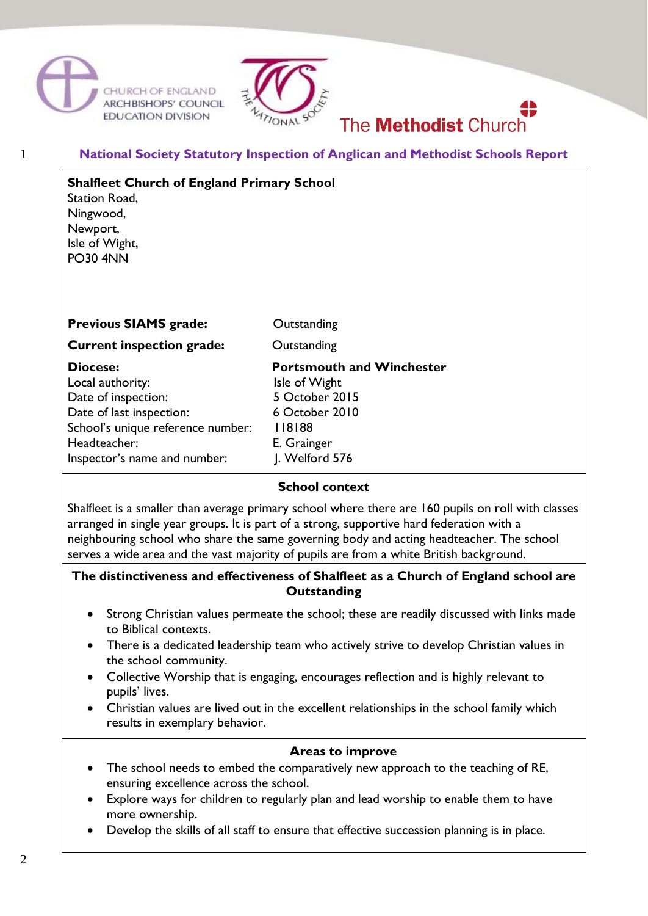# National Society Statutory Inspection of Anglican and Methodist Schools Report

**Shalfleet Church of England Primary School**
Station Road,
Ningwood,
Newport,
Isle of Wight,
PO30 4NN

| | |
|---|---|
| **Previous SIAMS grade:** | Outstanding |
| **Current inspection grade:** | Outstanding |
| **Diocese:** | **Portsmouth and Winchester** |
| Local authority: | Isle of Wight |
| Date of inspection: | 5 October 2015 |
| Date of last inspection: | 6 October 2010 |
| School's unique reference number: | 118188 |
| Headteacher: | E. Grainger |
| Inspector's name and number: | J. Welford 576 |

## School context

Shalfleet is a smaller than average primary school where there are 160 pupils on roll with classes arranged in single year groups. It is part of a strong, supportive hard federation with a neighbouring school who share the same governing body and acting headteacher. The school serves a wide area and the vast majority of pupils are from a white British background.

## The distinctiveness and effectiveness of Shalfleet as a Church of England school are Outstanding

- Strong Christian values permeate the school; these are readily discussed with links made to Biblical contexts.
- There is a dedicated leadership team who actively strive to develop Christian values in the school community.
- Collective Worship that is engaging, encourages reflection and is highly relevant to pupils' lives.
- Christian values are lived out in the excellent relationships in the school family which results in exemplary behavior.

## Areas to improve

- The school needs to embed the comparatively new approach to the teaching of RE, ensuring excellence across the school.
- Explore ways for children to regularly plan and lead worship to enable them to have more ownership.
- Develop the skills of all staff to ensure that effective succession planning is in place.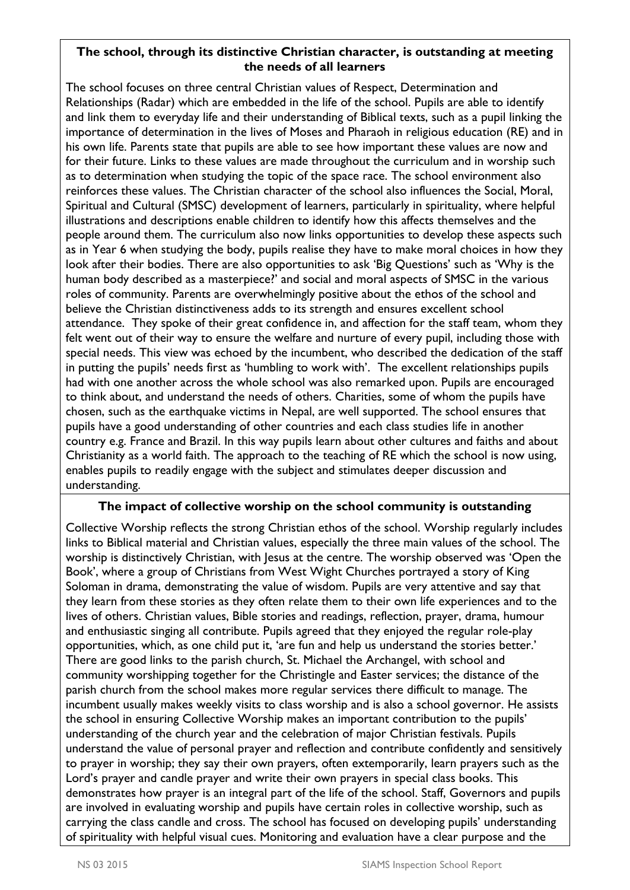**The school, through its distinctive Christian character, is outstanding at meeting the needs of all learners**

The school focuses on three central Christian values of Respect, Determination and Relationships (Radar) which are embedded in the life of the school. Pupils are able to identify and link them to everyday life and their understanding of Biblical texts, such as a pupil linking the importance of determination in the lives of Moses and Pharaoh in religious education (RE) and in his own life. Parents state that pupils are able to see how important these values are now and for their future. Links to these values are made throughout the curriculum and in worship such as to determination when studying the topic of the space race. The school environment also reinforces these values. The Christian character of the school also influences the Social, Moral, Spiritual and Cultural (SMSC) development of learners, particularly in spirituality, where helpful illustrations and descriptions enable children to identify how this affects themselves and the people around them. The curriculum also now links opportunities to develop these aspects such as in Year 6 when studying the body, pupils realise they have to make moral choices in how they look after their bodies. There are also opportunities to ask 'Big Questions' such as 'Why is the human body described as a masterpiece?' and social and moral aspects of SMSC in the various roles of community. Parents are overwhelmingly positive about the ethos of the school and believe the Christian distinctiveness adds to its strength and ensures excellent school attendance. They spoke of their great confidence in, and affection for the staff team, whom they felt went out of their way to ensure the welfare and nurture of every pupil, including those with special needs. This view was echoed by the incumbent, who described the dedication of the staff in putting the pupils' needs first as 'humbling to work with'. The excellent relationships pupils had with one another across the whole school was also remarked upon. Pupils are encouraged to think about, and understand the needs of others. Charities, some of whom the pupils have chosen, such as the earthquake victims in Nepal, are well supported. The school ensures that pupils have a good understanding of other countries and each class studies life in another country e.g. France and Brazil. In this way pupils learn about other cultures and faiths and about Christianity as a world faith. The approach to the teaching of RE which the school is now using, enables pupils to readily engage with the subject and stimulates deeper discussion and understanding.

**The impact of collective worship on the school community is outstanding**

Collective Worship reflects the strong Christian ethos of the school. Worship regularly includes links to Biblical material and Christian values, especially the three main values of the school. The worship is distinctively Christian, with Jesus at the centre. The worship observed was 'Open the Book', where a group of Christians from West Wight Churches portrayed a story of King Soloman in drama, demonstrating the value of wisdom. Pupils are very attentive and say that they learn from these stories as they often relate them to their own life experiences and to the lives of others. Christian values, Bible stories and readings, reflection, prayer, drama, humour and enthusiastic singing all contribute. Pupils agreed that they enjoyed the regular role-play opportunities, which, as one child put it, 'are fun and help us understand the stories better.' There are good links to the parish church, St. Michael the Archangel, with school and community worshipping together for the Christingle and Easter services; the distance of the parish church from the school makes more regular services there difficult to manage. The incumbent usually makes weekly visits to class worship and is also a school governor. He assists the school in ensuring Collective Worship makes an important contribution to the pupils' understanding of the church year and the celebration of major Christian festivals. Pupils understand the value of personal prayer and reflection and contribute confidently and sensitively to prayer in worship; they say their own prayers, often extemporarily, learn prayers such as the Lord's prayer and candle prayer and write their own prayers in special class books. This demonstrates how prayer is an integral part of the life of the school. Staff, Governors and pupils are involved in evaluating worship and pupils have certain roles in collective worship, such as carrying the class candle and cross. The school has focused on developing pupils' understanding of spirituality with helpful visual cues. Monitoring and evaluation have a clear purpose and the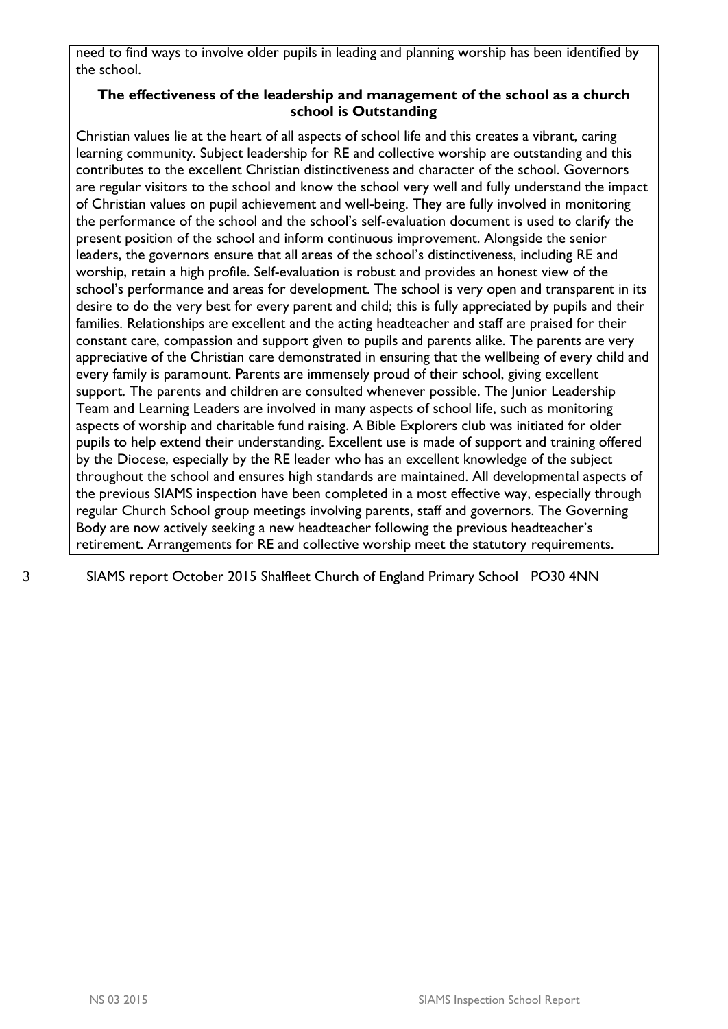need to find ways to involve older pupils in leading and planning worship has been identified by the school.

**The effectiveness of the leadership and management of the school as a church school is Outstanding**

Christian values lie at the heart of all aspects of school life and this creates a vibrant, caring learning community. Subject leadership for RE and collective worship are outstanding and this contributes to the excellent Christian distinctiveness and character of the school. Governors are regular visitors to the school and know the school very well and fully understand the impact of Christian values on pupil achievement and well-being. They are fully involved in monitoring the performance of the school and the school's self-evaluation document is used to clarify the present position of the school and inform continuous improvement. Alongside the senior leaders, the governors ensure that all areas of the school's distinctiveness, including RE and worship, retain a high profile. Self-evaluation is robust and provides an honest view of the school's performance and areas for development. The school is very open and transparent in its desire to do the very best for every parent and child; this is fully appreciated by pupils and their families. Relationships are excellent and the acting headteacher and staff are praised for their constant care, compassion and support given to pupils and parents alike. The parents are very appreciative of the Christian care demonstrated in ensuring that the wellbeing of every child and every family is paramount. Parents are immensely proud of their school, giving excellent support. The parents and children are consulted whenever possible. The Junior Leadership Team and Learning Leaders are involved in many aspects of school life, such as monitoring aspects of worship and charitable fund raising. A Bible Explorers club was initiated for older pupils to help extend their understanding. Excellent use is made of support and training offered by the Diocese, especially by the RE leader who has an excellent knowledge of the subject throughout the school and ensures high standards are maintained. All developmental aspects of the previous SIAMS inspection have been completed in a most effective way, especially through regular Church School group meetings involving parents, staff and governors. The Governing Body are now actively seeking a new headteacher following the previous headteacher's retirement. Arrangements for RE and collective worship meet the statutory requirements.

SIAMS report October 2015 Shalfleet Church of England Primary School PO30 4NN